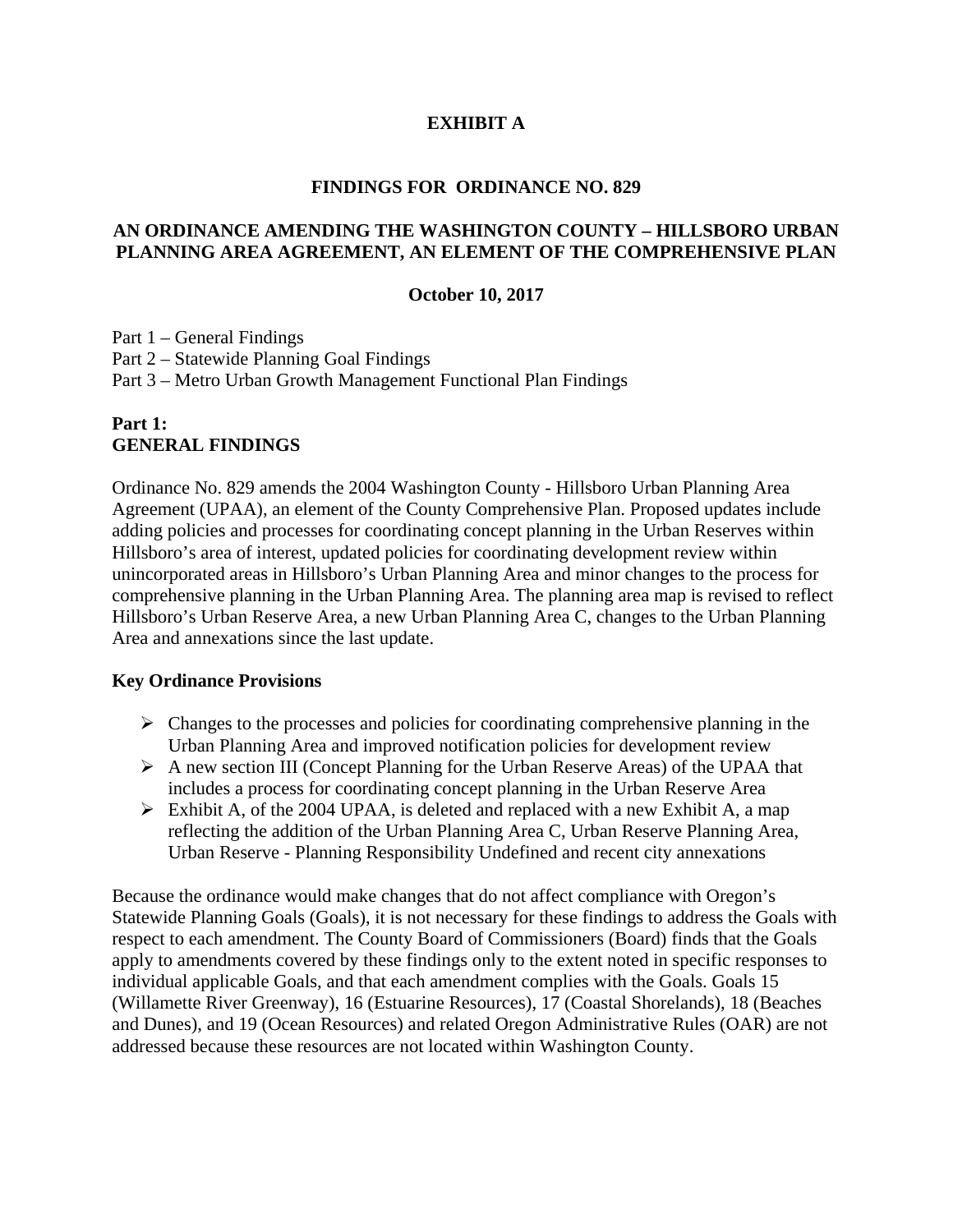# EXHIBIT A

## FINDINGS FOR ORDINANCE NO. 829

## AN ORDINANCE AMENDING THE WASHINGTON COUNTY – HILLSBORO URBAN PLANNING AREA AGREEMENT, AN ELEMENT OF THE COMPREHENSIVE PLAN

**October 10, 2017**

Part 1 – General Findings
Part 2 – Statewide Planning Goal Findings
Part 3 – Metro Urban Growth Management Functional Plan Findings

## Part 1: GENERAL FINDINGS

Ordinance No. 829 amends the 2004 Washington County - Hillsboro Urban Planning Area Agreement (UPAA), an element of the County Comprehensive Plan. Proposed updates include adding policies and processes for coordinating concept planning in the Urban Reserves within Hillsboro's area of interest, updated policies for coordinating development review within unincorporated areas in Hillsboro's Urban Planning Area and minor changes to the process for comprehensive planning in the Urban Planning Area. The planning area map is revised to reflect Hillsboro's Urban Reserve Area, a new Urban Planning Area C, changes to the Urban Planning Area and annexations since the last update.

### Key Ordinance Provisions

- Changes to the processes and policies for coordinating comprehensive planning in the Urban Planning Area and improved notification policies for development review
- A new section III (Concept Planning for the Urban Reserve Areas) of the UPAA that includes a process for coordinating concept planning in the Urban Reserve Area
- Exhibit A, of the 2004 UPAA, is deleted and replaced with a new Exhibit A, a map reflecting the addition of the Urban Planning Area C, Urban Reserve Planning Area, Urban Reserve - Planning Responsibility Undefined and recent city annexations

Because the ordinance would make changes that do not affect compliance with Oregon's Statewide Planning Goals (Goals), it is not necessary for these findings to address the Goals with respect to each amendment. The County Board of Commissioners (Board) finds that the Goals apply to amendments covered by these findings only to the extent noted in specific responses to individual applicable Goals, and that each amendment complies with the Goals. Goals 15 (Willamette River Greenway), 16 (Estuarine Resources), 17 (Coastal Shorelands), 18 (Beaches and Dunes), and 19 (Ocean Resources) and related Oregon Administrative Rules (OAR) are not addressed because these resources are not located within Washington County.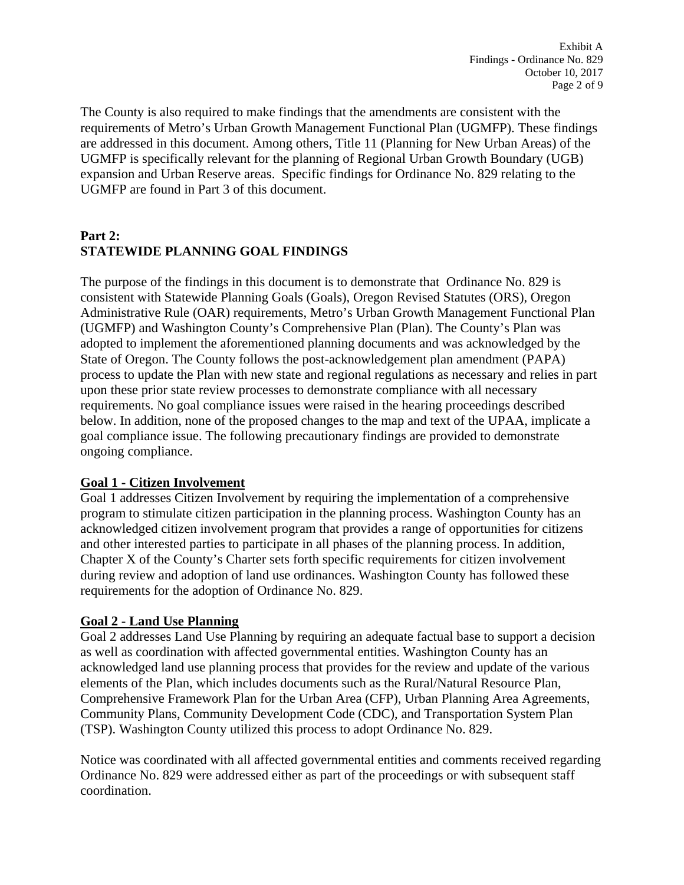The County is also required to make findings that the amendments are consistent with the requirements of Metro's Urban Growth Management Functional Plan (UGMFP). These findings are addressed in this document. Among others, Title 11 (Planning for New Urban Areas) of the UGMFP is specifically relevant for the planning of Regional Urban Growth Boundary (UGB) expansion and Urban Reserve areas. Specific findings for Ordinance No. 829 relating to the UGMFP are found in Part 3 of this document.

## Part 2:
## STATEWIDE PLANNING GOAL FINDINGS

The purpose of the findings in this document is to demonstrate that Ordinance No. 829 is consistent with Statewide Planning Goals (Goals), Oregon Revised Statutes (ORS), Oregon Administrative Rule (OAR) requirements, Metro's Urban Growth Management Functional Plan (UGMFP) and Washington County's Comprehensive Plan (Plan). The County's Plan was adopted to implement the aforementioned planning documents and was acknowledged by the State of Oregon. The County follows the post-acknowledgement plan amendment (PAPA) process to update the Plan with new state and regional regulations as necessary and relies in part upon these prior state review processes to demonstrate compliance with all necessary requirements. No goal compliance issues were raised in the hearing proceedings described below. In addition, none of the proposed changes to the map and text of the UPAA, implicate a goal compliance issue. The following precautionary findings are provided to demonstrate ongoing compliance.

### Goal 1 - Citizen Involvement

Goal 1 addresses Citizen Involvement by requiring the implementation of a comprehensive program to stimulate citizen participation in the planning process. Washington County has an acknowledged citizen involvement program that provides a range of opportunities for citizens and other interested parties to participate in all phases of the planning process. In addition, Chapter X of the County's Charter sets forth specific requirements for citizen involvement during review and adoption of land use ordinances. Washington County has followed these requirements for the adoption of Ordinance No. 829.

### Goal 2 - Land Use Planning

Goal 2 addresses Land Use Planning by requiring an adequate factual base to support a decision as well as coordination with affected governmental entities. Washington County has an acknowledged land use planning process that provides for the review and update of the various elements of the Plan, which includes documents such as the Rural/Natural Resource Plan, Comprehensive Framework Plan for the Urban Area (CFP), Urban Planning Area Agreements, Community Plans, Community Development Code (CDC), and Transportation System Plan (TSP). Washington County utilized this process to adopt Ordinance No. 829.

Notice was coordinated with all affected governmental entities and comments received regarding Ordinance No. 829 were addressed either as part of the proceedings or with subsequent staff coordination.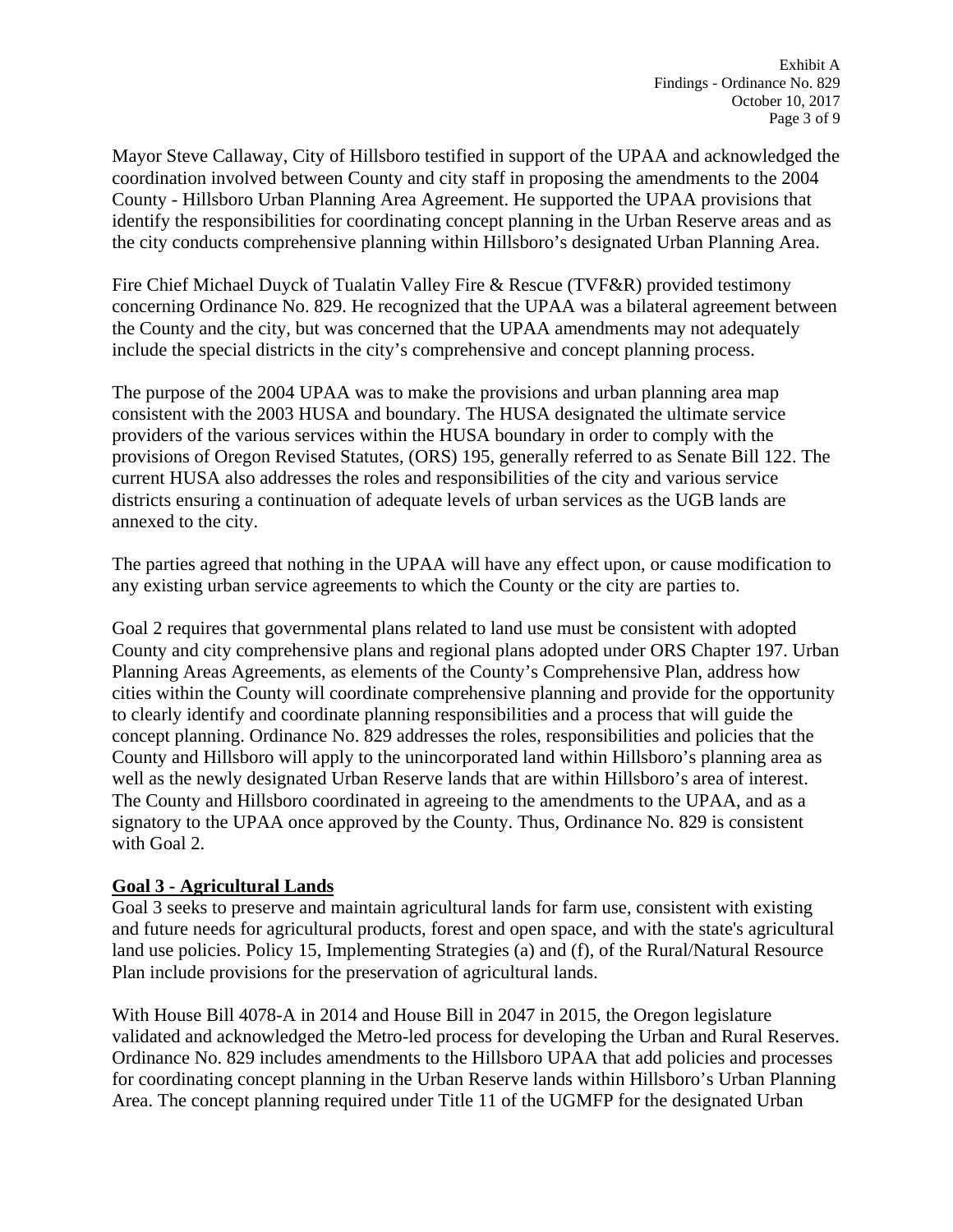Mayor Steve Callaway, City of Hillsboro testified in support of the UPAA and acknowledged the coordination involved between County and city staff in proposing the amendments to the 2004 County - Hillsboro Urban Planning Area Agreement. He supported the UPAA provisions that identify the responsibilities for coordinating concept planning in the Urban Reserve areas and as the city conducts comprehensive planning within Hillsboro's designated Urban Planning Area.

Fire Chief Michael Duyck of Tualatin Valley Fire & Rescue (TVF&R) provided testimony concerning Ordinance No. 829. He recognized that the UPAA was a bilateral agreement between the County and the city, but was concerned that the UPAA amendments may not adequately include the special districts in the city's comprehensive and concept planning process.

The purpose of the 2004 UPAA was to make the provisions and urban planning area map consistent with the 2003 HUSA and boundary. The HUSA designated the ultimate service providers of the various services within the HUSA boundary in order to comply with the provisions of Oregon Revised Statutes, (ORS) 195, generally referred to as Senate Bill 122. The current HUSA also addresses the roles and responsibilities of the city and various service districts ensuring a continuation of adequate levels of urban services as the UGB lands are annexed to the city.

The parties agreed that nothing in the UPAA will have any effect upon, or cause modification to any existing urban service agreements to which the County or the city are parties to.

Goal 2 requires that governmental plans related to land use must be consistent with adopted County and city comprehensive plans and regional plans adopted under ORS Chapter 197. Urban Planning Areas Agreements, as elements of the County's Comprehensive Plan, address how cities within the County will coordinate comprehensive planning and provide for the opportunity to clearly identify and coordinate planning responsibilities and a process that will guide the concept planning. Ordinance No. 829 addresses the roles, responsibilities and policies that the County and Hillsboro will apply to the unincorporated land within Hillsboro's planning area as well as the newly designated Urban Reserve lands that are within Hillsboro's area of interest. The County and Hillsboro coordinated in agreeing to the amendments to the UPAA, and as a signatory to the UPAA once approved by the County. Thus, Ordinance No. 829 is consistent with Goal 2.

**Goal 3 - Agricultural Lands**

Goal 3 seeks to preserve and maintain agricultural lands for farm use, consistent with existing and future needs for agricultural products, forest and open space, and with the state's agricultural land use policies. Policy 15, Implementing Strategies (a) and (f), of the Rural/Natural Resource Plan include provisions for the preservation of agricultural lands.

With House Bill 4078-A in 2014 and House Bill in 2047 in 2015, the Oregon legislature validated and acknowledged the Metro-led process for developing the Urban and Rural Reserves. Ordinance No. 829 includes amendments to the Hillsboro UPAA that add policies and processes for coordinating concept planning in the Urban Reserve lands within Hillsboro's Urban Planning Area. The concept planning required under Title 11 of the UGMFP for the designated Urban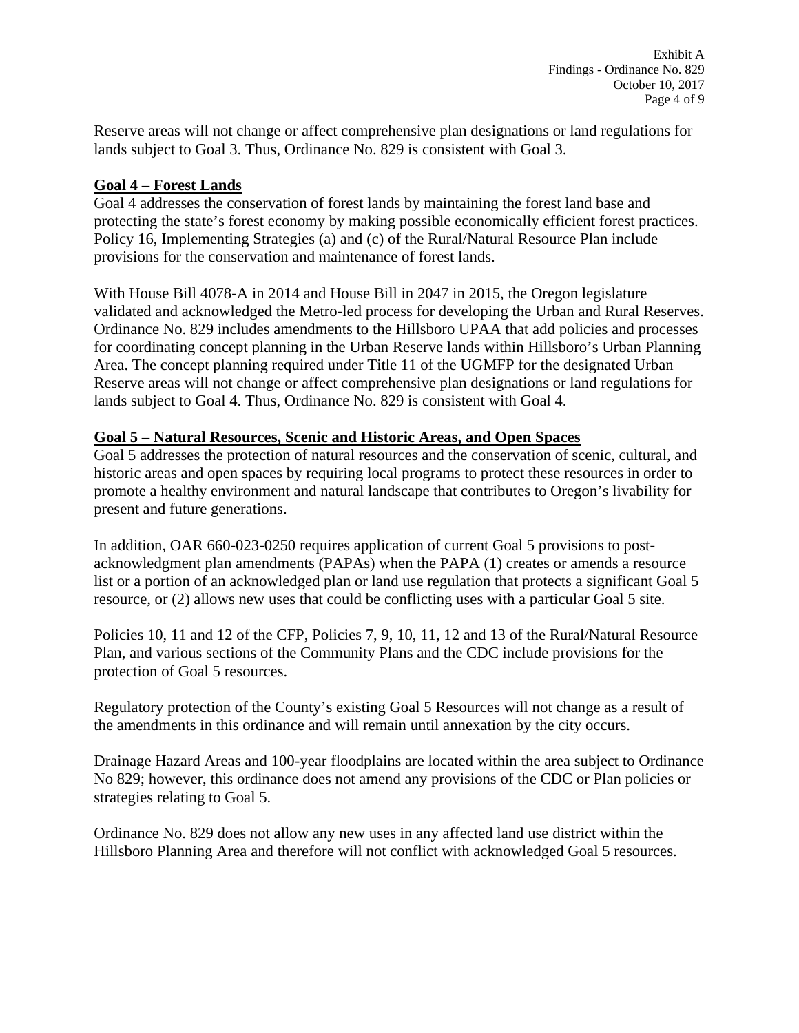Reserve areas will not change or affect comprehensive plan designations or land regulations for lands subject to Goal 3. Thus, Ordinance No. 829 is consistent with Goal 3.

## Goal 4 – Forest Lands

Goal 4 addresses the conservation of forest lands by maintaining the forest land base and protecting the state's forest economy by making possible economically efficient forest practices. Policy 16, Implementing Strategies (a) and (c) of the Rural/Natural Resource Plan include provisions for the conservation and maintenance of forest lands.

With House Bill 4078-A in 2014 and House Bill in 2047 in 2015, the Oregon legislature validated and acknowledged the Metro-led process for developing the Urban and Rural Reserves. Ordinance No. 829 includes amendments to the Hillsboro UPAA that add policies and processes for coordinating concept planning in the Urban Reserve lands within Hillsboro's Urban Planning Area. The concept planning required under Title 11 of the UGMFP for the designated Urban Reserve areas will not change or affect comprehensive plan designations or land regulations for lands subject to Goal 4. Thus, Ordinance No. 829 is consistent with Goal 4.

## Goal 5 – Natural Resources, Scenic and Historic Areas, and Open Spaces

Goal 5 addresses the protection of natural resources and the conservation of scenic, cultural, and historic areas and open spaces by requiring local programs to protect these resources in order to promote a healthy environment and natural landscape that contributes to Oregon's livability for present and future generations.

In addition, OAR 660-023-0250 requires application of current Goal 5 provisions to post-acknowledgment plan amendments (PAPAs) when the PAPA (1) creates or amends a resource list or a portion of an acknowledged plan or land use regulation that protects a significant Goal 5 resource, or (2) allows new uses that could be conflicting uses with a particular Goal 5 site.

Policies 10, 11 and 12 of the CFP, Policies 7, 9, 10, 11, 12 and 13 of the Rural/Natural Resource Plan, and various sections of the Community Plans and the CDC include provisions for the protection of Goal 5 resources.

Regulatory protection of the County's existing Goal 5 Resources will not change as a result of the amendments in this ordinance and will remain until annexation by the city occurs.

Drainage Hazard Areas and 100-year floodplains are located within the area subject to Ordinance No 829; however, this ordinance does not amend any provisions of the CDC or Plan policies or strategies relating to Goal 5.

Ordinance No. 829 does not allow any new uses in any affected land use district within the Hillsboro Planning Area and therefore will not conflict with acknowledged Goal 5 resources.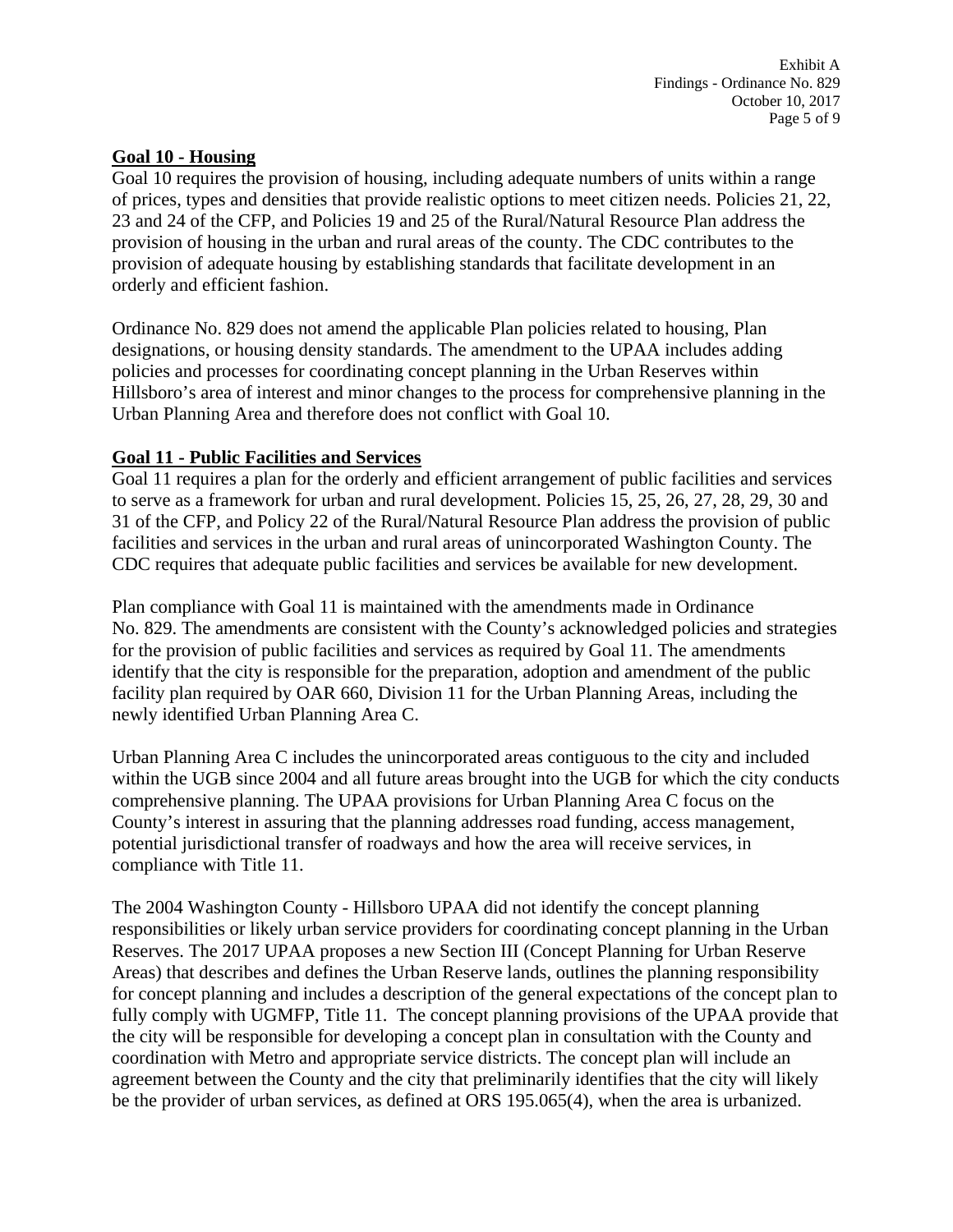## Goal 10 - Housing

Goal 10 requires the provision of housing, including adequate numbers of units within a range of prices, types and densities that provide realistic options to meet citizen needs. Policies 21, 22, 23 and 24 of the CFP, and Policies 19 and 25 of the Rural/Natural Resource Plan address the provision of housing in the urban and rural areas of the county. The CDC contributes to the provision of adequate housing by establishing standards that facilitate development in an orderly and efficient fashion.

Ordinance No. 829 does not amend the applicable Plan policies related to housing, Plan designations, or housing density standards. The amendment to the UPAA includes adding policies and processes for coordinating concept planning in the Urban Reserves within Hillsboro's area of interest and minor changes to the process for comprehensive planning in the Urban Planning Area and therefore does not conflict with Goal 10.

## Goal 11 - Public Facilities and Services

Goal 11 requires a plan for the orderly and efficient arrangement of public facilities and services to serve as a framework for urban and rural development. Policies 15, 25, 26, 27, 28, 29, 30 and 31 of the CFP, and Policy 22 of the Rural/Natural Resource Plan address the provision of public facilities and services in the urban and rural areas of unincorporated Washington County. The CDC requires that adequate public facilities and services be available for new development.

Plan compliance with Goal 11 is maintained with the amendments made in Ordinance No. 829. The amendments are consistent with the County's acknowledged policies and strategies for the provision of public facilities and services as required by Goal 11. The amendments identify that the city is responsible for the preparation, adoption and amendment of the public facility plan required by OAR 660, Division 11 for the Urban Planning Areas, including the newly identified Urban Planning Area C.

Urban Planning Area C includes the unincorporated areas contiguous to the city and included within the UGB since 2004 and all future areas brought into the UGB for which the city conducts comprehensive planning. The UPAA provisions for Urban Planning Area C focus on the County's interest in assuring that the planning addresses road funding, access management, potential jurisdictional transfer of roadways and how the area will receive services, in compliance with Title 11.

The 2004 Washington County - Hillsboro UPAA did not identify the concept planning responsibilities or likely urban service providers for coordinating concept planning in the Urban Reserves. The 2017 UPAA proposes a new Section III (Concept Planning for Urban Reserve Areas) that describes and defines the Urban Reserve lands, outlines the planning responsibility for concept planning and includes a description of the general expectations of the concept plan to fully comply with UGMFP, Title 11. The concept planning provisions of the UPAA provide that the city will be responsible for developing a concept plan in consultation with the County and coordination with Metro and appropriate service districts. The concept plan will include an agreement between the County and the city that preliminarily identifies that the city will likely be the provider of urban services, as defined at ORS 195.065(4), when the area is urbanized.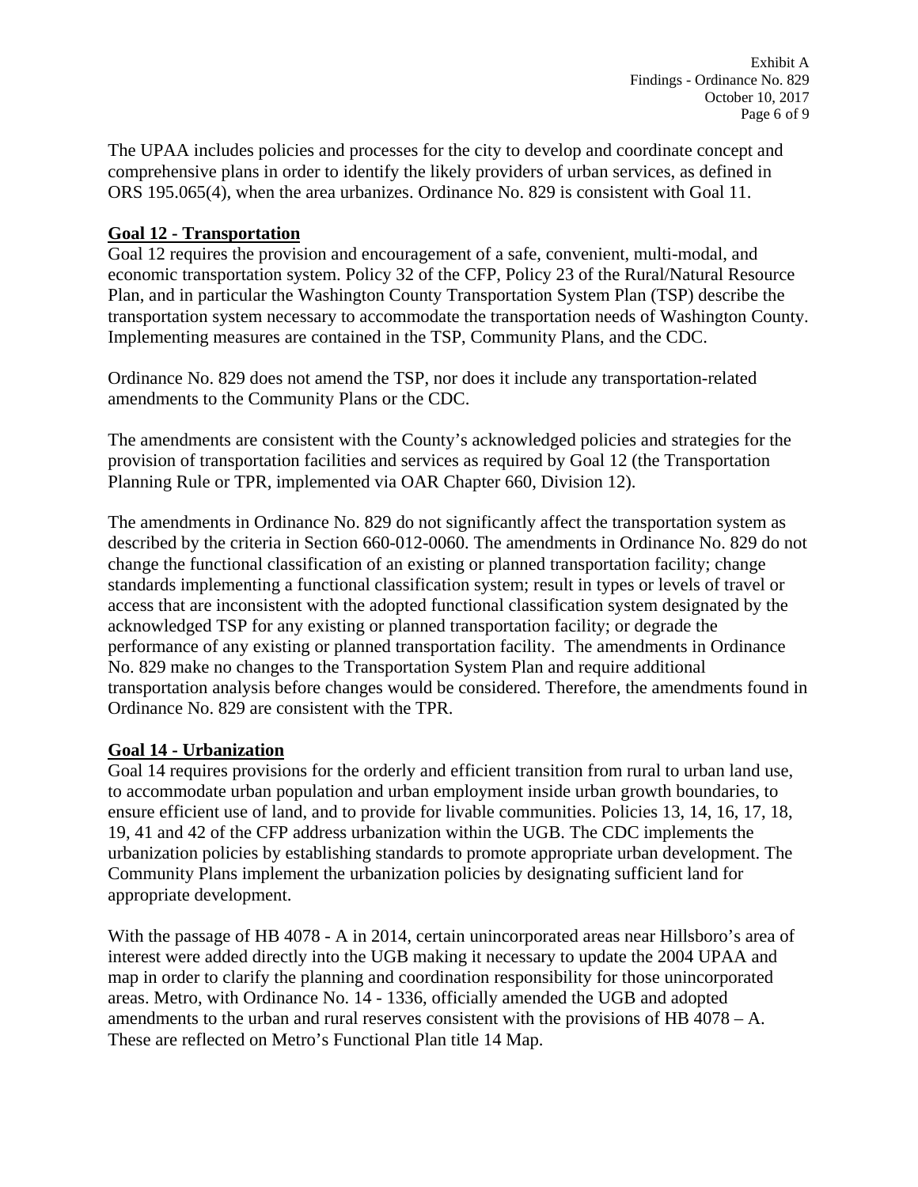The UPAA includes policies and processes for the city to develop and coordinate concept and comprehensive plans in order to identify the likely providers of urban services, as defined in ORS 195.065(4), when the area urbanizes. Ordinance No. 829 is consistent with Goal 11.

**Goal 12 - Transportation**

Goal 12 requires the provision and encouragement of a safe, convenient, multi-modal, and economic transportation system. Policy 32 of the CFP, Policy 23 of the Rural/Natural Resource Plan, and in particular the Washington County Transportation System Plan (TSP) describe the transportation system necessary to accommodate the transportation needs of Washington County. Implementing measures are contained in the TSP, Community Plans, and the CDC.

Ordinance No. 829 does not amend the TSP, nor does it include any transportation-related amendments to the Community Plans or the CDC.

The amendments are consistent with the County's acknowledged policies and strategies for the provision of transportation facilities and services as required by Goal 12 (the Transportation Planning Rule or TPR, implemented via OAR Chapter 660, Division 12).

The amendments in Ordinance No. 829 do not significantly affect the transportation system as described by the criteria in Section 660-012-0060. The amendments in Ordinance No. 829 do not change the functional classification of an existing or planned transportation facility; change standards implementing a functional classification system; result in types or levels of travel or access that are inconsistent with the adopted functional classification system designated by the acknowledged TSP for any existing or planned transportation facility; or degrade the performance of any existing or planned transportation facility. The amendments in Ordinance No. 829 make no changes to the Transportation System Plan and require additional transportation analysis before changes would be considered. Therefore, the amendments found in Ordinance No. 829 are consistent with the TPR.

**Goal 14 - Urbanization**

Goal 14 requires provisions for the orderly and efficient transition from rural to urban land use, to accommodate urban population and urban employment inside urban growth boundaries, to ensure efficient use of land, and to provide for livable communities. Policies 13, 14, 16, 17, 18, 19, 41 and 42 of the CFP address urbanization within the UGB. The CDC implements the urbanization policies by establishing standards to promote appropriate urban development. The Community Plans implement the urbanization policies by designating sufficient land for appropriate development.

With the passage of HB 4078 - A in 2014, certain unincorporated areas near Hillsboro's area of interest were added directly into the UGB making it necessary to update the 2004 UPAA and map in order to clarify the planning and coordination responsibility for those unincorporated areas. Metro, with Ordinance No. 14 - 1336, officially amended the UGB and adopted amendments to the urban and rural reserves consistent with the provisions of HB 4078 – A. These are reflected on Metro's Functional Plan title 14 Map.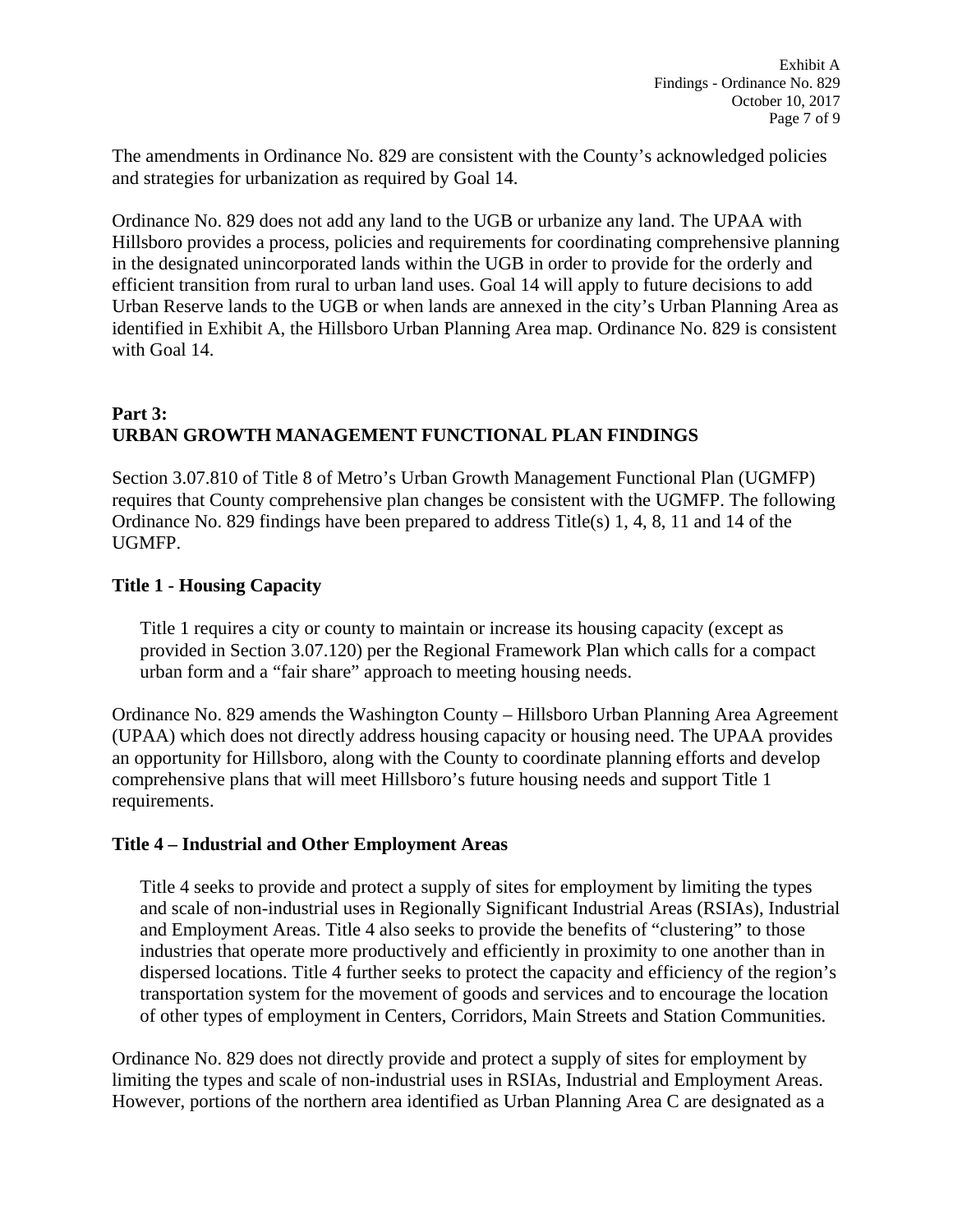The amendments in Ordinance No. 829 are consistent with the County's acknowledged policies and strategies for urbanization as required by Goal 14.

Ordinance No. 829 does not add any land to the UGB or urbanize any land. The UPAA with Hillsboro provides a process, policies and requirements for coordinating comprehensive planning in the designated unincorporated lands within the UGB in order to provide for the orderly and efficient transition from rural to urban land uses. Goal 14 will apply to future decisions to add Urban Reserve lands to the UGB or when lands are annexed in the city's Urban Planning Area as identified in Exhibit A, the Hillsboro Urban Planning Area map. Ordinance No. 829 is consistent with Goal 14.

## Part 3:
## URBAN GROWTH MANAGEMENT FUNCTIONAL PLAN FINDINGS

Section 3.07.810 of Title 8 of Metro's Urban Growth Management Functional Plan (UGMFP) requires that County comprehensive plan changes be consistent with the UGMFP. The following Ordinance No. 829 findings have been prepared to address Title(s) 1, 4, 8, 11 and 14 of the UGMFP.

### Title 1 - Housing Capacity

> Title 1 requires a city or county to maintain or increase its housing capacity (except as provided in Section 3.07.120) per the Regional Framework Plan which calls for a compact urban form and a "fair share" approach to meeting housing needs.

Ordinance No. 829 amends the Washington County – Hillsboro Urban Planning Area Agreement (UPAA) which does not directly address housing capacity or housing need. The UPAA provides an opportunity for Hillsboro, along with the County to coordinate planning efforts and develop comprehensive plans that will meet Hillsboro's future housing needs and support Title 1 requirements.

### Title 4 – Industrial and Other Employment Areas

> Title 4 seeks to provide and protect a supply of sites for employment by limiting the types and scale of non-industrial uses in Regionally Significant Industrial Areas (RSIAs), Industrial and Employment Areas. Title 4 also seeks to provide the benefits of "clustering" to those industries that operate more productively and efficiently in proximity to one another than in dispersed locations. Title 4 further seeks to protect the capacity and efficiency of the region's transportation system for the movement of goods and services and to encourage the location of other types of employment in Centers, Corridors, Main Streets and Station Communities.

Ordinance No. 829 does not directly provide and protect a supply of sites for employment by limiting the types and scale of non-industrial uses in RSIAs, Industrial and Employment Areas. However, portions of the northern area identified as Urban Planning Area C are designated as a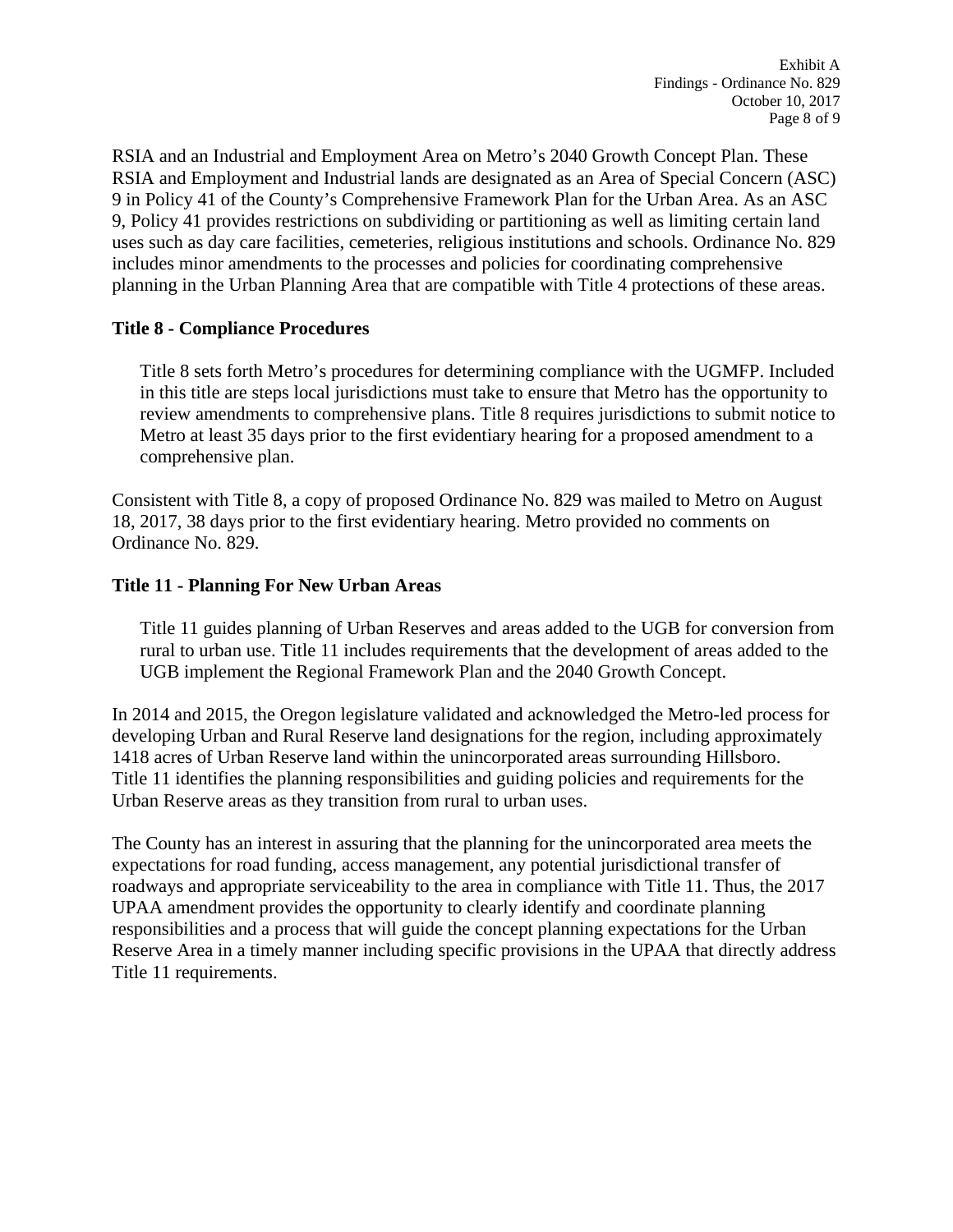RSIA and an Industrial and Employment Area on Metro's 2040 Growth Concept Plan. These RSIA and Employment and Industrial lands are designated as an Area of Special Concern (ASC) 9 in Policy 41 of the County's Comprehensive Framework Plan for the Urban Area. As an ASC 9, Policy 41 provides restrictions on subdividing or partitioning as well as limiting certain land uses such as day care facilities, cemeteries, religious institutions and schools. Ordinance No. 829 includes minor amendments to the processes and policies for coordinating comprehensive planning in the Urban Planning Area that are compatible with Title 4 protections of these areas.

**Title 8 - Compliance Procedures**

> Title 8 sets forth Metro's procedures for determining compliance with the UGMFP. Included in this title are steps local jurisdictions must take to ensure that Metro has the opportunity to review amendments to comprehensive plans. Title 8 requires jurisdictions to submit notice to Metro at least 35 days prior to the first evidentiary hearing for a proposed amendment to a comprehensive plan.

Consistent with Title 8, a copy of proposed Ordinance No. 829 was mailed to Metro on August 18, 2017, 38 days prior to the first evidentiary hearing. Metro provided no comments on Ordinance No. 829.

**Title 11 - Planning For New Urban Areas**

> Title 11 guides planning of Urban Reserves and areas added to the UGB for conversion from rural to urban use. Title 11 includes requirements that the development of areas added to the UGB implement the Regional Framework Plan and the 2040 Growth Concept.

In 2014 and 2015, the Oregon legislature validated and acknowledged the Metro-led process for developing Urban and Rural Reserve land designations for the region, including approximately 1418 acres of Urban Reserve land within the unincorporated areas surrounding Hillsboro. Title 11 identifies the planning responsibilities and guiding policies and requirements for the Urban Reserve areas as they transition from rural to urban uses.

The County has an interest in assuring that the planning for the unincorporated area meets the expectations for road funding, access management, any potential jurisdictional transfer of roadways and appropriate serviceability to the area in compliance with Title 11. Thus, the 2017 UPAA amendment provides the opportunity to clearly identify and coordinate planning responsibilities and a process that will guide the concept planning expectations for the Urban Reserve Area in a timely manner including specific provisions in the UPAA that directly address Title 11 requirements.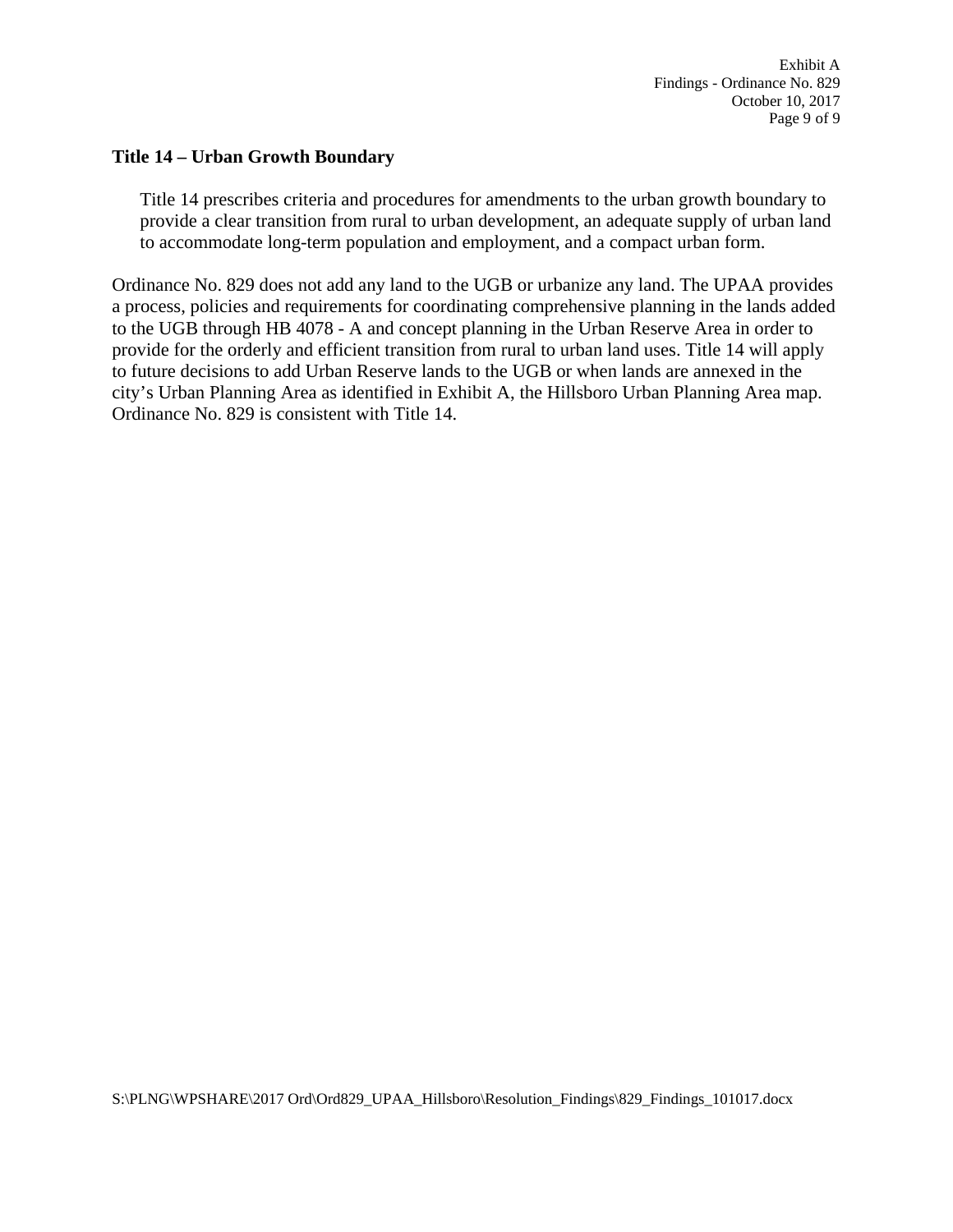**Title 14 – Urban Growth Boundary**

> Title 14 prescribes criteria and procedures for amendments to the urban growth boundary to provide a clear transition from rural to urban development, an adequate supply of urban land to accommodate long-term population and employment, and a compact urban form.

Ordinance No. 829 does not add any land to the UGB or urbanize any land. The UPAA provides a process, policies and requirements for coordinating comprehensive planning in the lands added to the UGB through HB 4078 - A and concept planning in the Urban Reserve Area in order to provide for the orderly and efficient transition from rural to urban land uses. Title 14 will apply to future decisions to add Urban Reserve lands to the UGB or when lands are annexed in the city's Urban Planning Area as identified in Exhibit A, the Hillsboro Urban Planning Area map. Ordinance No. 829 is consistent with Title 14.